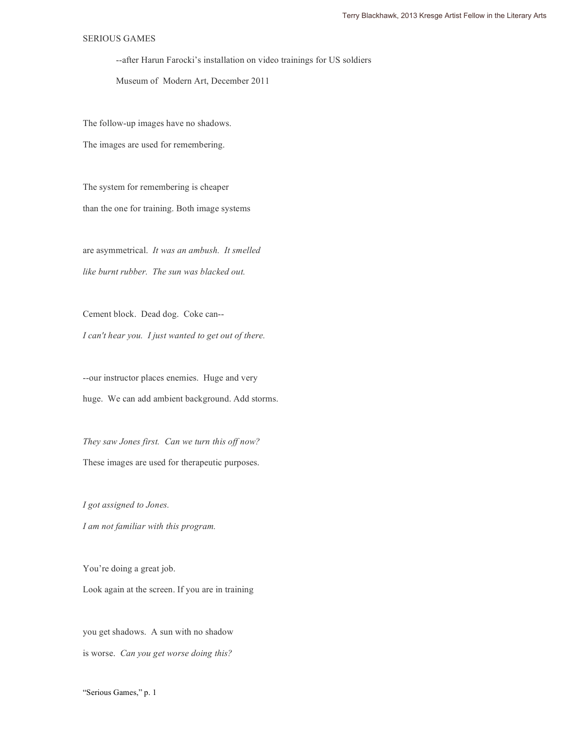# SERIOUS GAMES

--after Harun Farocki's installation on video trainings for US soldiers

Museum of Modern Art, December 2011

The follow-up images have no shadows.
The images are used for remembering.

The system for remembering is cheaper
than the one for training. Both image systems

are asymmetrical. *It was an ambush. It smelled*
*like burnt rubber. The sun was blacked out.*

Cement block. Dead dog. Coke can--
*I can't hear you. I just wanted to get out of there.*

--our instructor places enemies. Huge and very
huge. We can add ambient background. Add storms.

*They saw Jones first. Can we turn this off now?*
These images are used for therapeutic purposes.

*I got assigned to Jones.*
*I am not familiar with this program.*

You're doing a great job.
Look again at the screen. If you are in training

you get shadows. A sun with no shadow
is worse. *Can you get worse doing this?*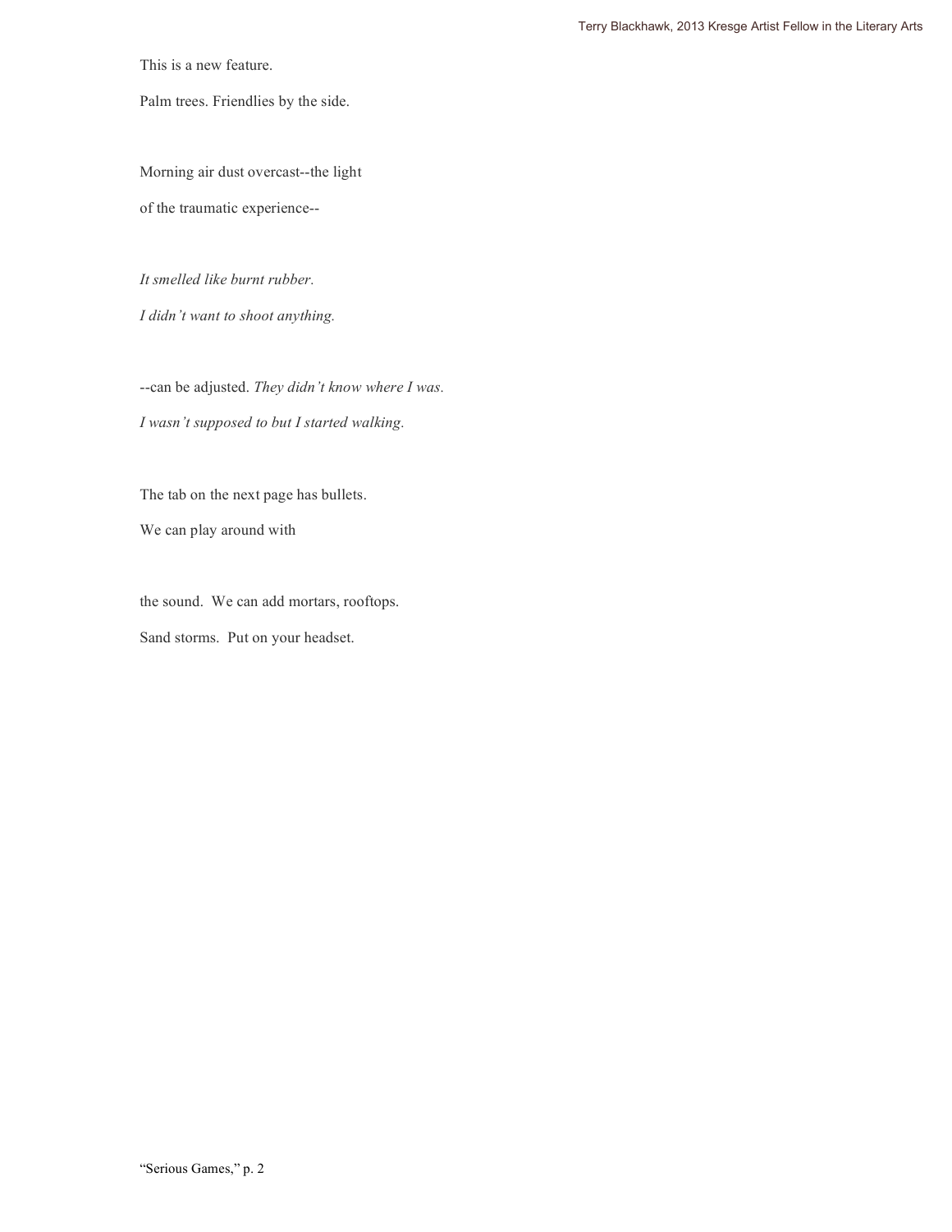This is a new feature.

Palm trees. Friendlies by the side.

Morning air dust overcast--the light

of the traumatic experience--

*It smelled like burnt rubber.*

*I didn't want to shoot anything.*

--can be adjusted. *They didn't know where I was.*

*I wasn't supposed to but I started walking.*

The tab on the next page has bullets.

We can play around with

the sound. We can add mortars, rooftops.

Sand storms. Put on your headset.